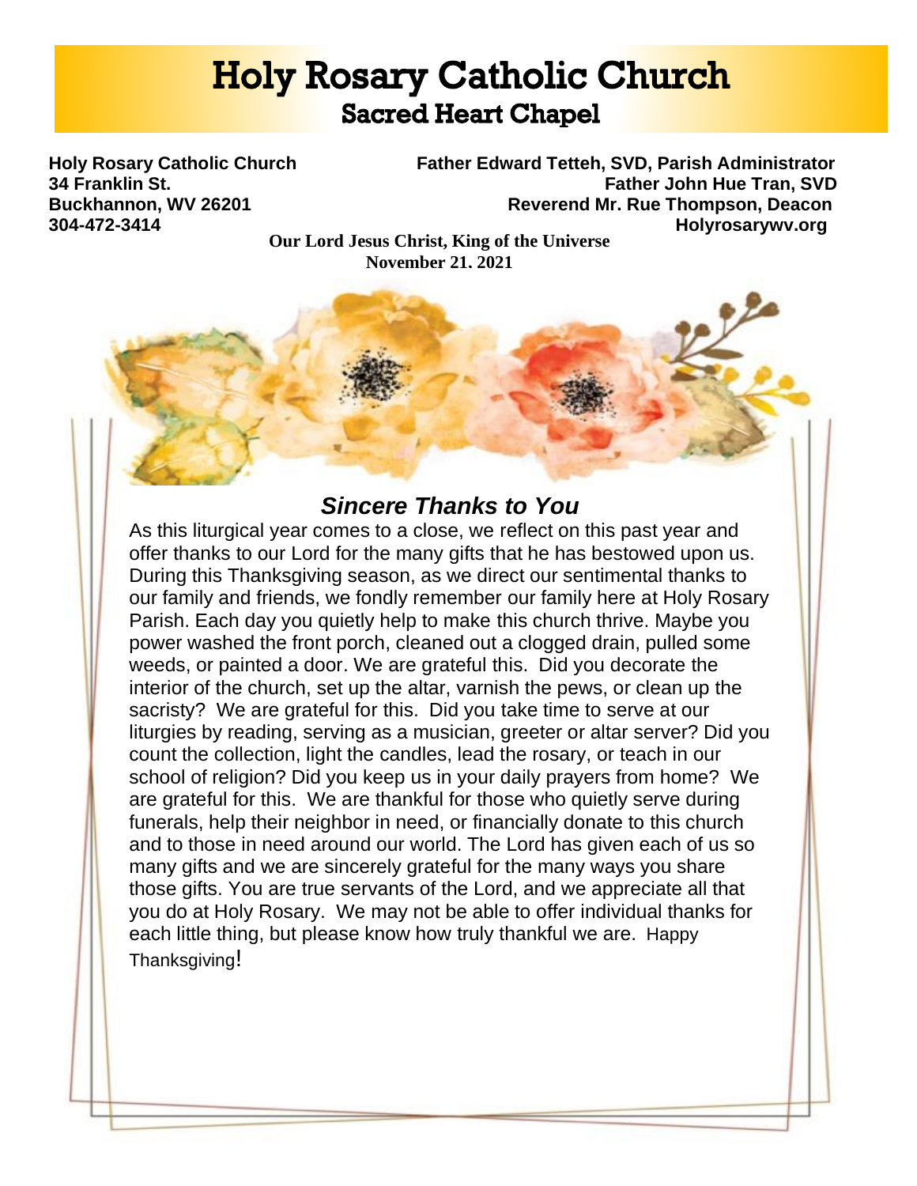# Holy Rosary Catholic Church

## Sacred Heart Chapel

**Holy Rosary Catholic Church**
**34 Franklin St.**
**Buckhannon, WV 26201**
**304-472-3414**

**Father Edward Tetteh, SVD, Parish Administrator**
**Father John Hue Tran, SVD**
**Reverend Mr. Rue Thompson, Deacon**
**Holyrosarywv.org**

**Our Lord Jesus Christ, King of the Universe**
**November 21. 2021**

## *Sincere Thanks to You*

As this liturgical year comes to a close, we reflect on this past year and offer thanks to our Lord for the many gifts that he has bestowed upon us. During this Thanksgiving season, as we direct our sentimental thanks to our family and friends, we fondly remember our family here at Holy Rosary Parish. Each day you quietly help to make this church thrive. Maybe you power washed the front porch, cleaned out a clogged drain, pulled some weeds, or painted a door. We are grateful this. Did you decorate the interior of the church, set up the altar, varnish the pews, or clean up the sacristy? We are grateful for this. Did you take time to serve at our liturgies by reading, serving as a musician, greeter or altar server? Did you count the collection, light the candles, lead the rosary, or teach in our school of religion? Did you keep us in your daily prayers from home? We are grateful for this. We are thankful for those who quietly serve during funerals, help their neighbor in need, or financially donate to this church and to those in need around our world. The Lord has given each of us so many gifts and we are sincerely grateful for the many ways you share those gifts. You are true servants of the Lord, and we appreciate all that you do at Holy Rosary. We may not be able to offer individual thanks for each little thing, but please know how truly thankful we are. Happy Thanksgiving!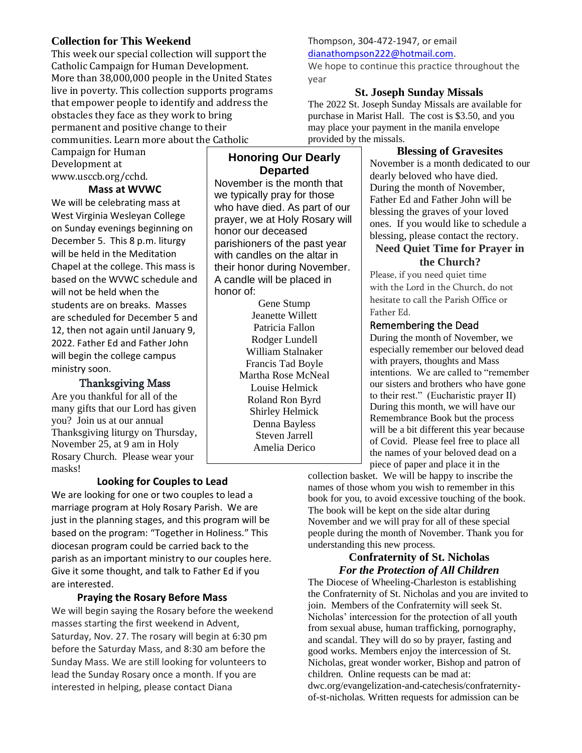## Collection for This Weekend

This week our special collection will support the Catholic Campaign for Human Development. More than 38,000,000 people in the United States live in poverty. This collection supports programs that empower people to identify and address the obstacles they face as they work to bring permanent and positive change to their communities. Learn more about the Catholic Campaign for Human Development at www.usccb.org/cchd.

### Mass at WVWC

We will be celebrating mass at West Virginia Wesleyan College on Sunday evenings beginning on December 5. This 8 p.m. liturgy will be held in the Meditation Chapel at the college. This mass is based on the WVWC schedule and will not be held when the students are on breaks. Masses are scheduled for December 5 and 12, then not again until January 9, 2022. Father Ed and Father John will begin the college campus ministry soon.

### Thanksgiving Mass

Are you thankful for all of the many gifts that our Lord has given you? Join us at our annual Thanksgiving liturgy on Thursday, November 25, at 9 am in Holy Rosary Church. Please wear your masks!

### Honoring Our Dearly Departed

November is the month that we typically pray for those who have died. As part of our prayer, we at Holy Rosary will honor our deceased parishioners of the past year with candles on the altar in their honor during November. A candle will be placed in honor of:

Gene Stump
Jeanette Willett
Patricia Fallon
Rodger Lundell
William Stalnaker
Francis Tad Boyle
Martha Rose McNeal
Louise Helmick
Roland Ron Byrd
Shirley Helmick
Denna Bayless
Steven Jarrell
Amelia Derico

### Looking for Couples to Lead

We are looking for one or two couples to lead a marriage program at Holy Rosary Parish. We are just in the planning stages, and this program will be based on the program: "Together in Holiness." This diocesan program could be carried back to the parish as an important ministry to our couples here. Give it some thought, and talk to Father Ed if you are interested.

### Praying the Rosary Before Mass

We will begin saying the Rosary before the weekend masses starting the first weekend in Advent, Saturday, Nov. 27. The rosary will begin at 6:30 pm before the Saturday Mass, and 8:30 am before the Sunday Mass. We are still looking for volunteers to lead the Sunday Rosary once a month. If you are interested in helping, please contact Diana Thompson, 304-472-1947, or email dianathompson222@hotmail.com.

We hope to continue this practice throughout the year

### St. Joseph Sunday Missals

The 2022 St. Joseph Sunday Missals are available for purchase in Marist Hall. The cost is $3.50, and you may place your payment in the manila envelope provided by the missals.

### Blessing of Gravesites

November is a month dedicated to our dearly beloved who have died. During the month of November, Father Ed and Father John will be blessing the graves of your loved ones. If you would like to schedule a blessing, please contact the rectory.

### Need Quiet Time for Prayer in the Church?

Please, if you need quiet time with the Lord in the Church, do not hesitate to call the Parish Office or Father Ed.

### Remembering the Dead

During the month of November, we especially remember our beloved dead with prayers, thoughts and Mass intentions. We are called to "remember our sisters and brothers who have gone to their rest." (Eucharistic prayer II) During this month, we will have our Remembrance Book but the process will be a bit different this year because of Covid. Please feel free to place all the names of your beloved dead on a piece of paper and place it in the collection basket. We will be happy to inscribe the names of those whom you wish to remember in this book for you, to avoid excessive touching of the book. The book will be kept on the side altar during November and we will pray for all of these special people during the month of November. Thank you for understanding this new process.

### Confraternity of St. Nicholas
***For the Protection of All Children***

The Diocese of Wheeling-Charleston is establishing the Confraternity of St. Nicholas and you are invited to join. Members of the Confraternity will seek St. Nicholas' intercession for the protection of all youth from sexual abuse, human trafficking, pornography, and scandal. They will do so by prayer, fasting and good works. Members enjoy the intercession of St. Nicholas, great wonder worker, Bishop and patron of children. Online requests can be mad at: dwc.org/evangelization-and-catechesis/confraternity-of-st-nicholas. Written requests for admission can be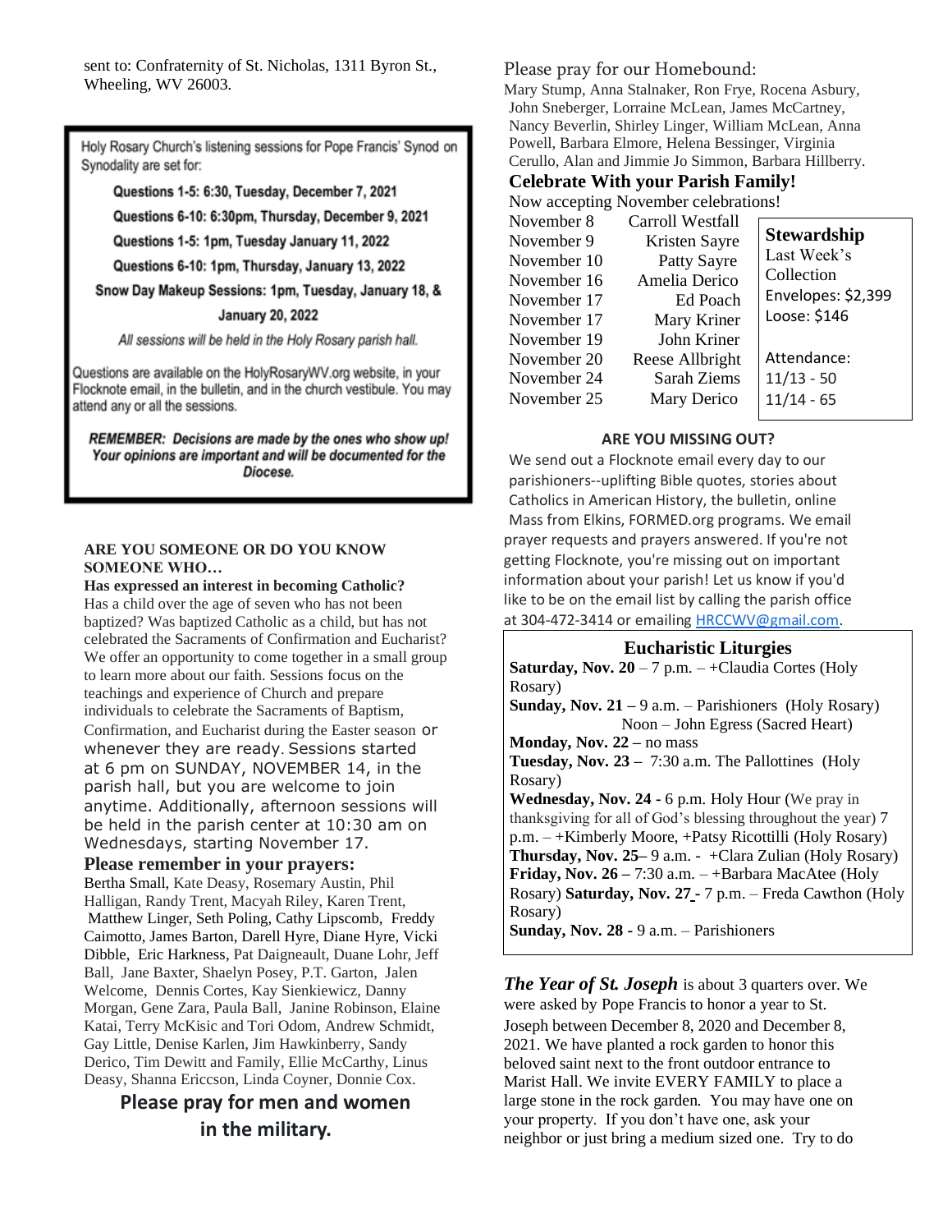sent to: Confraternity of St. Nicholas, 1311 Byron St., Wheeling, WV 26003.

Holy Rosary Church's listening sessions for Pope Francis' Synod on Synodality are set for:

**Questions 1-5: 6:30, Tuesday, December 7, 2021**

**Questions 6-10: 6:30pm, Thursday, December 9, 2021**

**Questions 1-5: 1pm, Tuesday January 11, 2022**

**Questions 6-10: 1pm, Thursday, January 13, 2022**

**Snow Day Makeup Sessions: 1pm, Tuesday, January 18, & January 20, 2022**

*All sessions will be held in the Holy Rosary parish hall.*

Questions are available on the HolyRosaryWV.org website, in your Flocknote email, in the bulletin, and in the church vestibule. You may attend any or all the sessions.

***REMEMBER: Decisions are made by the ones who show up! Your opinions are important and will be documented for the Diocese.***

**ARE YOU SOMEONE OR DO YOU KNOW SOMEONE WHO…**

**Has expressed an interest in becoming Catholic?** Has a child over the age of seven who has not been baptized? Was baptized Catholic as a child, but has not celebrated the Sacraments of Confirmation and Eucharist? We offer an opportunity to come together in a small group to learn more about our faith. Sessions focus on the teachings and experience of Church and prepare individuals to celebrate the Sacraments of Baptism, Confirmation, and Eucharist during the Easter season or whenever they are ready. Sessions started at 6 pm on SUNDAY, NOVEMBER 14, in the parish hall, but you are welcome to join anytime. Additionally, afternoon sessions will be held in the parish center at 10:30 am on Wednesdays, starting November 17.

## Please remember in your prayers:

Bertha Small, Kate Deasy, Rosemary Austin, Phil Halligan, Randy Trent, Macyah Riley, Karen Trent, Matthew Linger, Seth Poling, Cathy Lipscomb, Freddy Caimotto, James Barton, Darell Hyre, Diane Hyre, Vicki Dibble, Eric Harkness, Pat Daigneault, Duane Lohr, Jeff Ball, Jane Baxter, Shaelyn Posey, P.T. Garton, Jalen Welcome, Dennis Cortes, Kay Sienkiewicz, Danny Morgan, Gene Zara, Paula Ball, Janine Robinson, Elaine Katai, Terry McKisic and Tori Odom, Andrew Schmidt, Gay Little, Denise Karlen, Jim Hawkinberry, Sandy Derico, Tim Dewitt and Family, Ellie McCarthy, Linus Deasy, Shanna Ericcson, Linda Coyner, Donnie Cox.

**Please pray for men and women in the military.**

## Please pray for our Homebound:

Mary Stump, Anna Stalnaker, Ron Frye, Rocena Asbury, John Sneberger, Lorraine McLean, James McCartney, Nancy Beverlin, Shirley Linger, William McLean, Anna Powell, Barbara Elmore, Helena Bessinger, Virginia Cerullo, Alan and Jimmie Jo Simmon, Barbara Hillberry.

## Celebrate With your Parish Family!

Now accepting November celebrations!

| Date | Name |
|---|---|
| November 8 | Carroll Westfall |
| November 9 | Kristen Sayre |
| November 10 | Patty Sayre |
| November 16 | Amelia Derico |
| November 17 | Ed Poach |
| November 17 | Mary Kriner |
| November 19 | John Kriner |
| November 20 | Reese Allbright |
| November 24 | Sarah Ziems |
| November 25 | Mary Derico |

**Stewardship**

Last Week's Collection

Envelopes: $2,399

Loose: $146

Attendance:

11/13 - 50

11/14 - 65

**ARE YOU MISSING OUT?**

We send out a Flocknote email every day to our parishioners--uplifting Bible quotes, stories about Catholics in American History, the bulletin, online Mass from Elkins, FORMED.org programs. We email prayer requests and prayers answered. If you're not getting Flocknote, you're missing out on important information about your parish! Let us know if you'd like to be on the email list by calling the parish office at 304-472-3414 or emailing HRCCWV@gmail.com.

## Eucharistic Liturgies

**Saturday, Nov. 20** – 7 p.m. – +Claudia Cortes (Holy Rosary)

**Sunday, Nov. 21 –** 9 a.m. – Parishioners (Holy Rosary)
Noon – John Egress (Sacred Heart)

**Monday, Nov. 22 –** no mass

**Tuesday, Nov. 23 –** 7:30 a.m. The Pallottines (Holy Rosary)

**Wednesday, Nov. 24 -** 6 p.m. Holy Hour (We pray in thanksgiving for all of God's blessing throughout the year) 7 p.m. – +Kimberly Moore, +Patsy Ricottilli (Holy Rosary)

**Thursday, Nov. 25–** 9 a.m. - +Clara Zulian (Holy Rosary)

**Friday, Nov. 26 –** 7:30 a.m. – +Barbara MacAtee (Holy Rosary)

**Saturday, Nov. 27** - 7 p.m. – Freda Cawthon (Holy Rosary)

**Sunday, Nov. 28 -** 9 a.m. – Parishioners

***The Year of St. Joseph*** is about 3 quarters over. We were asked by Pope Francis to honor a year to St. Joseph between December 8, 2020 and December 8, 2021. We have planted a rock garden to honor this beloved saint next to the front outdoor entrance to Marist Hall. We invite EVERY FAMILY to place a large stone in the rock garden. You may have one on your property. If you don't have one, ask your neighbor or just bring a medium sized one. Try to do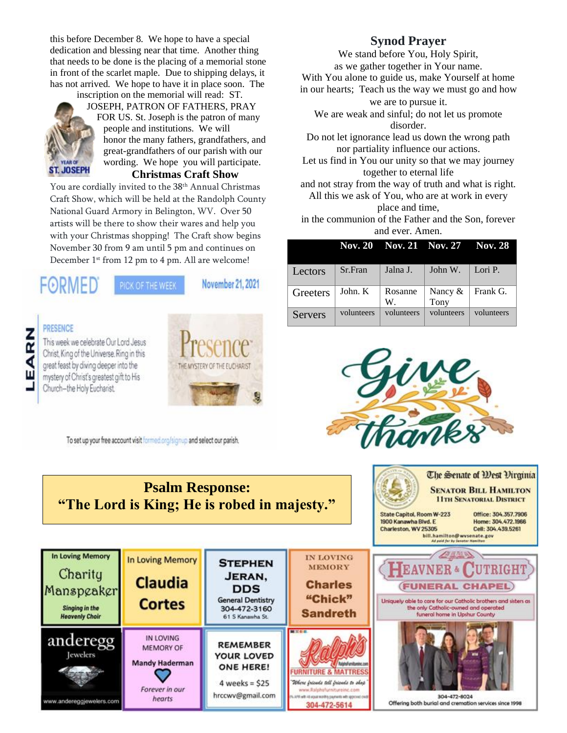this before December 8. We hope to have a special dedication and blessing near that time. Another thing that needs to be done is the placing of a memorial stone in front of the scarlet maple. Due to shipping delays, it has not arrived. We hope to have it in place soon. The inscription on the memorial will read: ST. JOSEPH, PATRON OF FATHERS, PRAY FOR US. St. Joseph is the patron of many people and institutions. We will honor the many fathers, grandfathers, and great-grandfathers of our parish with our wording. We hope you will participate.

YEAR OF ST. JOSEPH

## Christmas Craft Show

You are cordially invited to the 38th Annual Christmas Craft Show, which will be held at the Randolph County National Guard Armory in Belington, WV. Over 50 artists will be there to show their wares and help you with your Christmas shopping! The Craft show begins November 30 from 9 am until 5 pm and continues on December 1st from 12 pm to 4 pm. All are welcome!

FORMED — PICK OF THE WEEK — November 21, 2021

LEARN

**PRESENCE**

This week we celebrate Our Lord Jesus Christ, King of the Universe. Ring in this great feast by diving deeper into the mystery of Christ's greatest gift to His Church–the Holy Eucharist.

Presence — THE MYSTERY OF THE EUCHARIST

To set up your free account visit formed.org/signup and select our parish.

## Synod Prayer

We stand before You, Holy Spirit,
as we gather together in Your name.
With You alone to guide us, make Yourself at home in our hearts; Teach us the way we must go and how we are to pursue it.
We are weak and sinful; do not let us promote disorder.
Do not let ignorance lead us down the wrong path nor partiality influence our actions.
Let us find in You our unity so that we may journey together to eternal life
and not stray from the way of truth and what is right.
All this we ask of You, who are at work in every place and time,
in the communion of the Father and the Son, forever and ever. Amen.

| | Nov. 20 | Nov. 21 | Nov. 27 | Nov. 28 |
|---|---|---|---|---|
| Lectors | Sr.Fran | Jalna J. | John W. | Lori P. |
| Greeters | John. K | Rosanne W. | Nancy & Tony | Frank G. |
| Servers | volunteers | volunteers | volunteers | volunteers |

Give thanks

## Psalm Response:
## "The Lord is King; He is robed in majesty."

The Senate of West Virginia
SENATOR BILL HAMILTON
11TH SENATORIAL DISTRICT
State Capitol, Room W-223
1900 Kanawha Blvd. E
Charleston, WV 25305
Office: 304.357.7906
Home: 304.472.1966
Cell: 304.439.5261
bill.hamilton@wvsenate.gov
Ad paid for by Senator Hamilton

In Loving Memory
Charity Manspeaker
Singing in the Heavenly Choir

In Loving Memory
Claudia Cortes

STEPHEN JERAN, DDS
General Dentistry
304-472-3160
61 S Kanawha St.

IN LOVING MEMORY
Charles "Chick" Sandreth

HEAVNER & CUTRIGHT FUNERAL CHAPEL
Uniquely able to care for our Catholic brothers and sisters as the only Catholic-owned and operated funeral home in Upshur County
304-472-8024
Offering both burial and cremation services since 1998

anderegg Jewelers
www.andereggjewelers.com

IN LOVING MEMORY OF
Mandy Haderman
Forever in our hearts

REMEMBER YOUR LOVED ONE HERE!
4 weeks = $25
hrccwv@gmail.com

Ralph's FURNITURE & MATTRESS
Where friends tell friends to shop
www.Ralphsfurnitureinc.com
304-472-5614